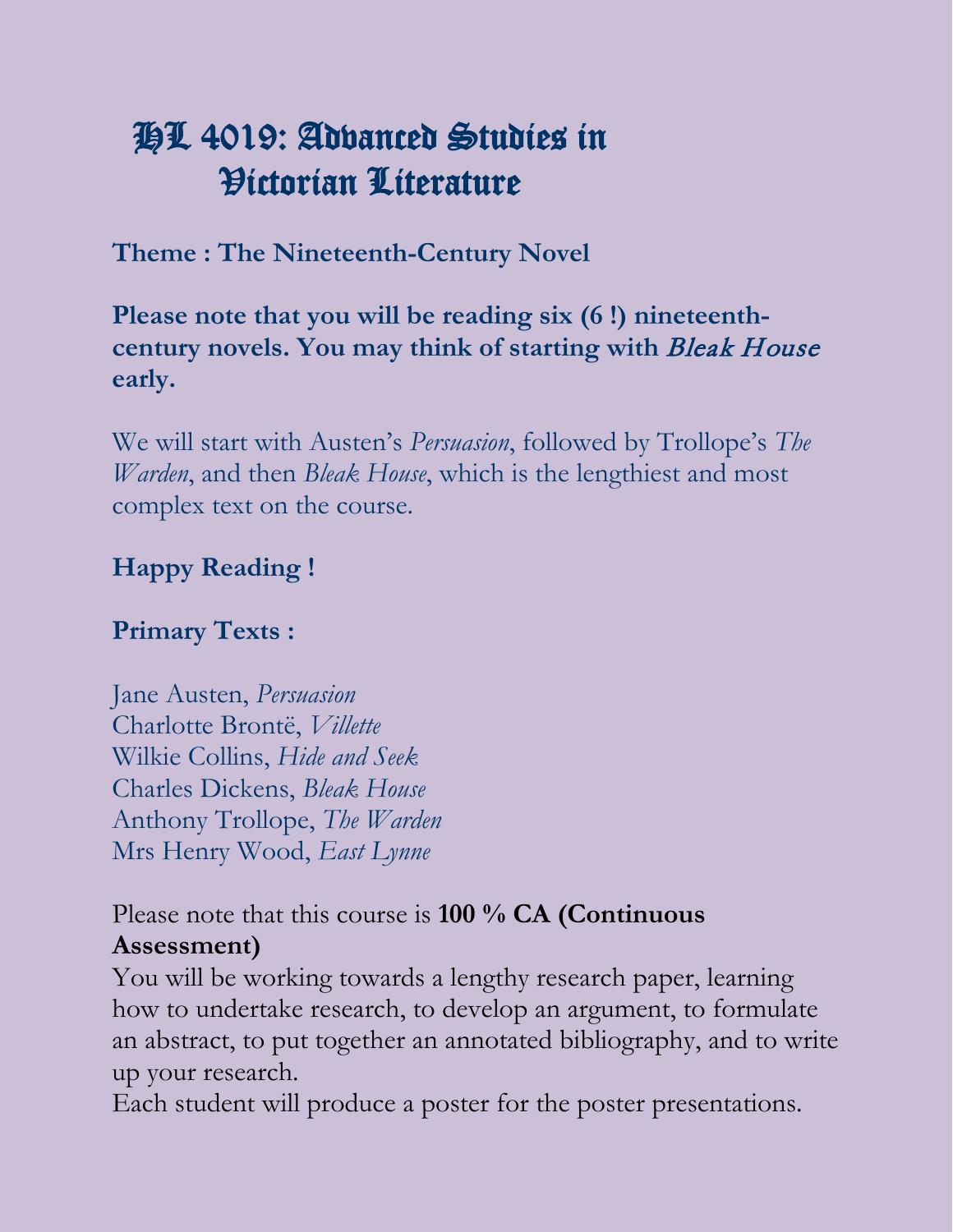# HL 4019: Advanced Studies in Victorian Literature

**Theme : The Nineteenth-Century Novel**

**Please note that you will be reading six (6 !) nineteenth-century novels. You may think of starting with *Bleak House* early.**

We will start with Austen's *Persuasion*, followed by Trollope's *The Warden*, and then *Bleak House*, which is the lengthiest and most complex text on the course.

**Happy Reading !**

**Primary Texts :**

Jane Austen, *Persuasion*
Charlotte Brontë, *Villette*
Wilkie Collins, *Hide and Seek*
Charles Dickens, *Bleak House*
Anthony Trollope, *The Warden*
Mrs Henry Wood, *East Lynne*

Please note that this course is **100 % CA (Continuous Assessment)**
You will be working towards a lengthy research paper, learning how to undertake research, to develop an argument, to formulate an abstract, to put together an annotated bibliography, and to write up your research.
Each student will produce a poster for the poster presentations.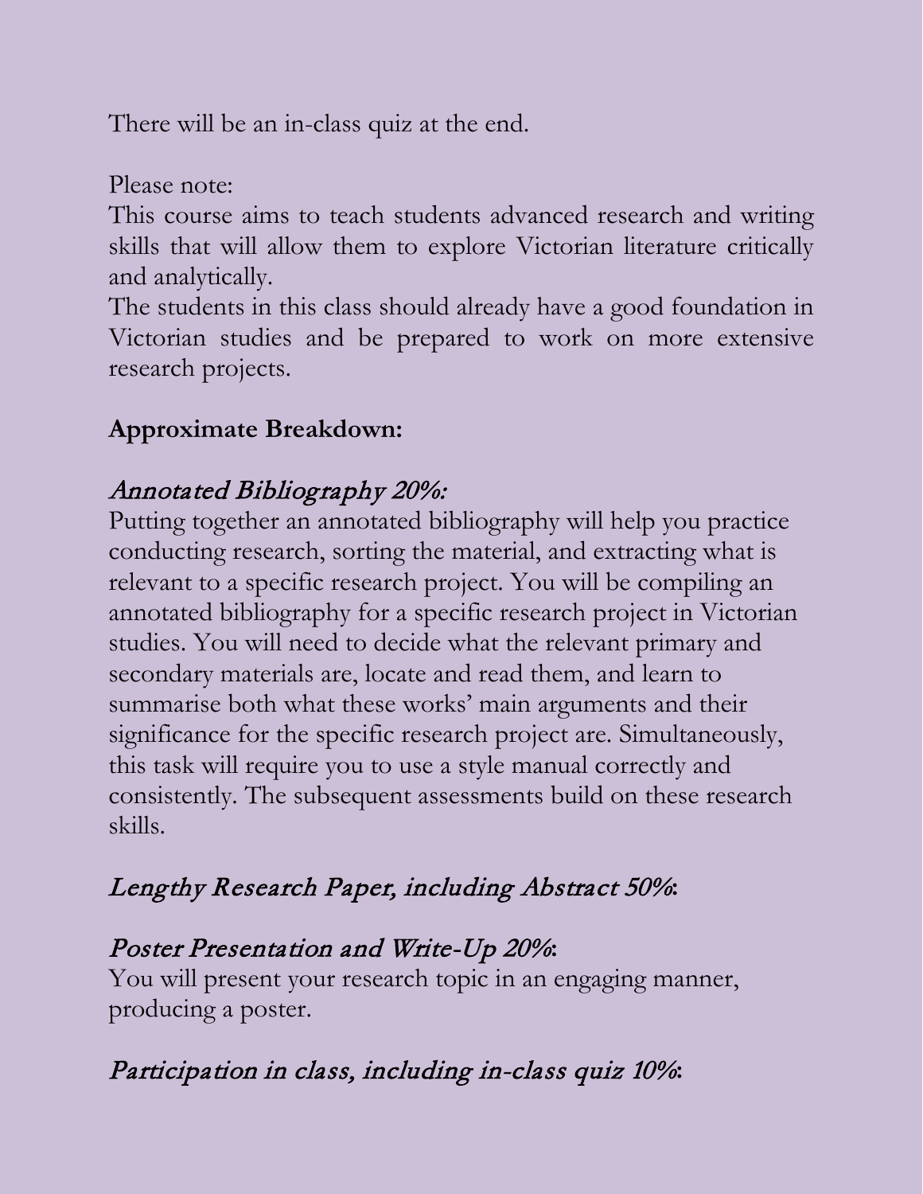There will be an in-class quiz at the end.

Please note:
This course aims to teach students advanced research and writing skills that will allow them to explore Victorian literature critically and analytically.
The students in this class should already have a good foundation in Victorian studies and be prepared to work on more extensive research projects.

**Approximate Breakdown:**

*Annotated Bibliography 20%:*
Putting together an annotated bibliography will help you practice conducting research, sorting the material, and extracting what is relevant to a specific research project. You will be compiling an annotated bibliography for a specific research project in Victorian studies. You will need to decide what the relevant primary and secondary materials are, locate and read them, and learn to summarise both what these works' main arguments and their significance for the specific research project are. Simultaneously, this task will require you to use a style manual correctly and consistently. The subsequent assessments build on these research skills.

*Lengthy Research Paper, including Abstract 50%*:

*Poster Presentation and Write-Up 20%*:
You will present your research topic in an engaging manner, producing a poster.

*Participation in class, including in-class quiz 10%*: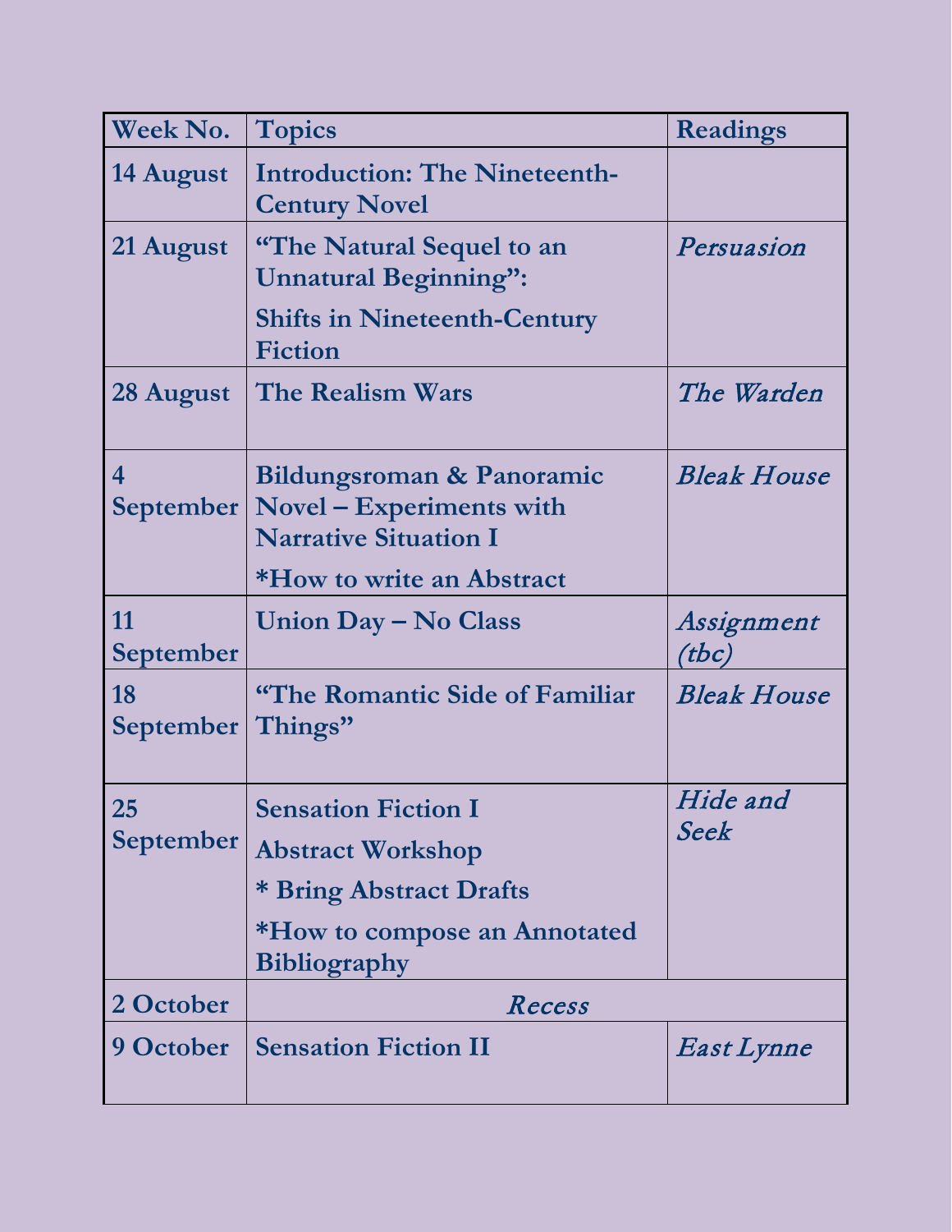| Week No. | Topics | Readings |
|---|---|---|
| 14 August | Introduction: The Nineteenth-Century Novel | |
| 21 August | "The Natural Sequel to an Unnatural Beginning": Shifts in Nineteenth-Century Fiction | *Persuasion* |
| 28 August | The Realism Wars | *The Warden* |
| 4 September | Bildungsroman & Panoramic Novel – Experiments with Narrative Situation I<br>*How to write an Abstract | *Bleak House* |
| 11 September | Union Day – No Class | *Assignment (tbc)* |
| 18 September | "The Romantic Side of Familiar Things" | *Bleak House* |
| 25 September | Sensation Fiction I<br>Abstract Workshop<br>* Bring Abstract Drafts<br>*How to compose an Annotated Bibliography | *Hide and Seek* |
| 2 October | *Recess* | |
| 9 October | Sensation Fiction II | *East Lynne* |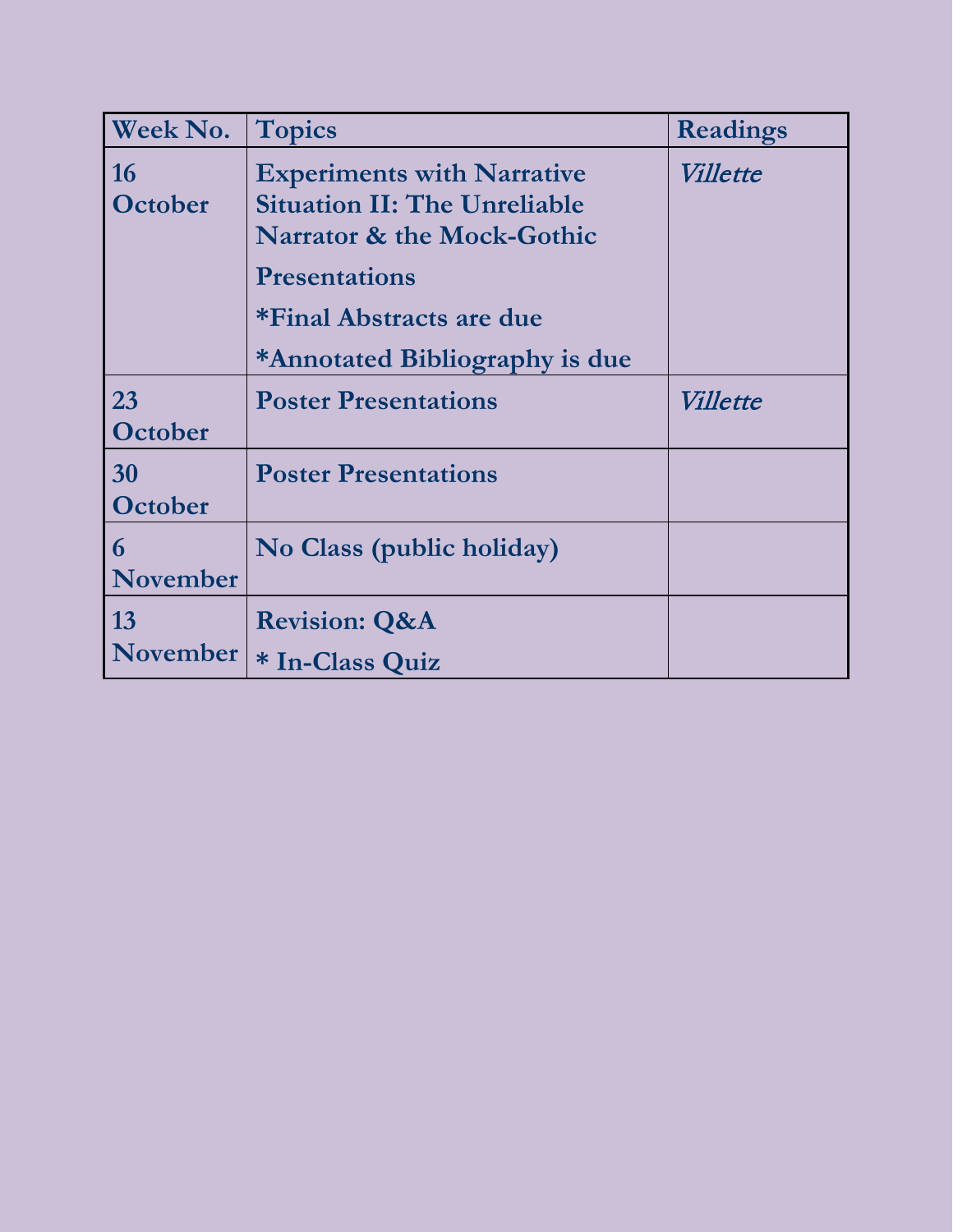| Week No. | Topics | Readings |
|---|---|---|
| 16 October | Experiments with Narrative Situation II: The Unreliable Narrator & the Mock-Gothic<br>Presentations<br>*Final Abstracts are due<br>*Annotated Bibliography is due | *Villette* |
| 23 October | Poster Presentations | *Villette* |
| 30 October | Poster Presentations | |
| 6 November | No Class (public holiday) | |
| 13 November | Revision: Q&A<br>* In-Class Quiz | |